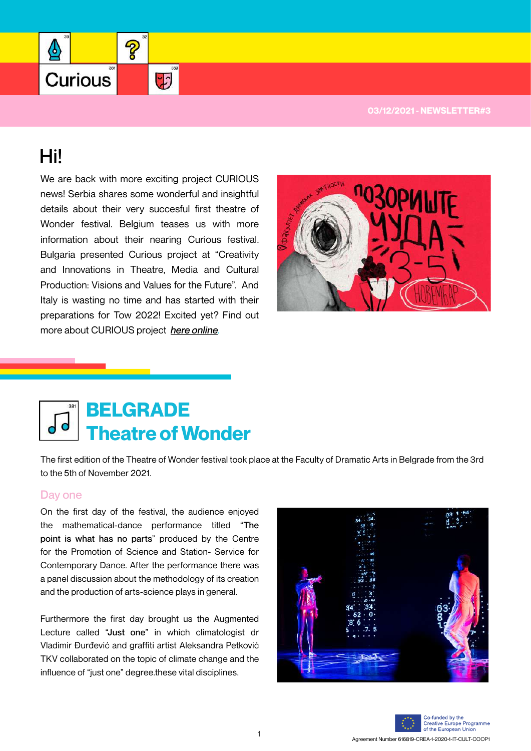Curious

03/12/2021 - NEWSLETTER#3

# Hi!

We are back with more exciting project CURIOUS news! Serbia shares some wonderful and insightful details about their very succesful first theatre of Wonder festival. Belgium teases us with more information about their nearing Curious festival. Bulgaria presented Curious project at "Creativity and Innovations in Theatre, Media and Cultural Production: Visions and Values for the Future". And Italy is wasting no time and has started with their preparations for Tow 2022! Excited yet? Find out more about CURIOUS project ***here online***.

# BELGRADE Theatre of Wonder

The first edition of the Theatre of Wonder festival took place at the Faculty of Dramatic Arts in Belgrade from the 3rd to the 5th of November 2021.

## Day one

On the first day of the festival, the audience enjoyed the mathematical-dance performance titled "**The point is what has no parts**" produced by the Centre for the Promotion of Science and Station- Service for Contemporary Dance. After the performance there was a panel discussion about the methodology of its creation and the production of arts-science plays in general.

Furthermore the first day brought us the Augmented Lecture called "**Just one**" in which climatologist dr Vladimir Đurđević and graffiti artist Aleksandra Petković TKV collaborated on the topic of climate change and the influence of "just one" degree.these vital disciplines.

Co-funded by the Creative Europe Programme of the European Union

Agreement Number 616819-CREA-1-2020-1-IT-CULT-COOP1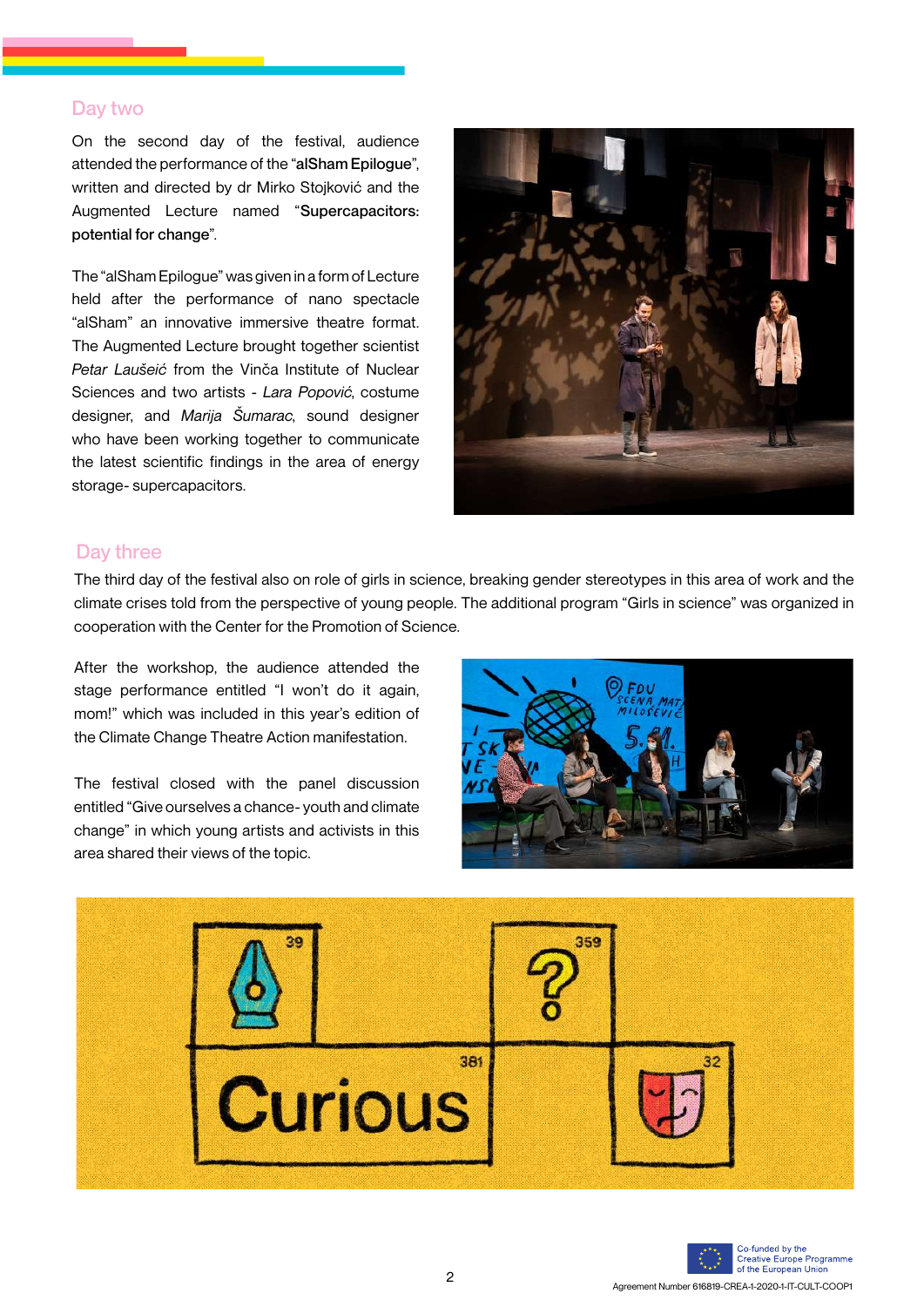## Day two

On the second day of the festival, audience attended the performance of the "**alSham Epilogue**", written and directed by dr Mirko Stojković and the Augmented Lecture named "**Supercapacitors: potential for change**".

The "alSham Epilogue" was given in a form of Lecture held after the performance of nano spectacle "alSham" an innovative immersive theatre format. The Augmented Lecture brought together scientist *Petar Laušeić* from the Vinča Institute of Nuclear Sciences and two artists - *Lara Popović*, costume designer, and *Marija Šumarac*, sound designer who have been working together to communicate the latest scientific findings in the area of energy storage- supercapacitors.

## Day three

The third day of the festival also on role of girls in science, breaking gender stereotypes in this area of work and the climate crises told from the perspective of young people. The additional program "Girls in science" was organized in cooperation with the Center for the Promotion of Science.

After the workshop, the audience attended the stage performance entitled "I won't do it again, mom!" which was included in this year's edition of the Climate Change Theatre Action manifestation.

The festival closed with the panel discussion entitled "Give ourselves a chance- youth and climate change" in which young artists and activists in this area shared their views of the topic.

Co-funded by the Creative Europe Programme of the European Union

Agreement Number 616819-CREA-1-2020-1-IT-CULT-COOP1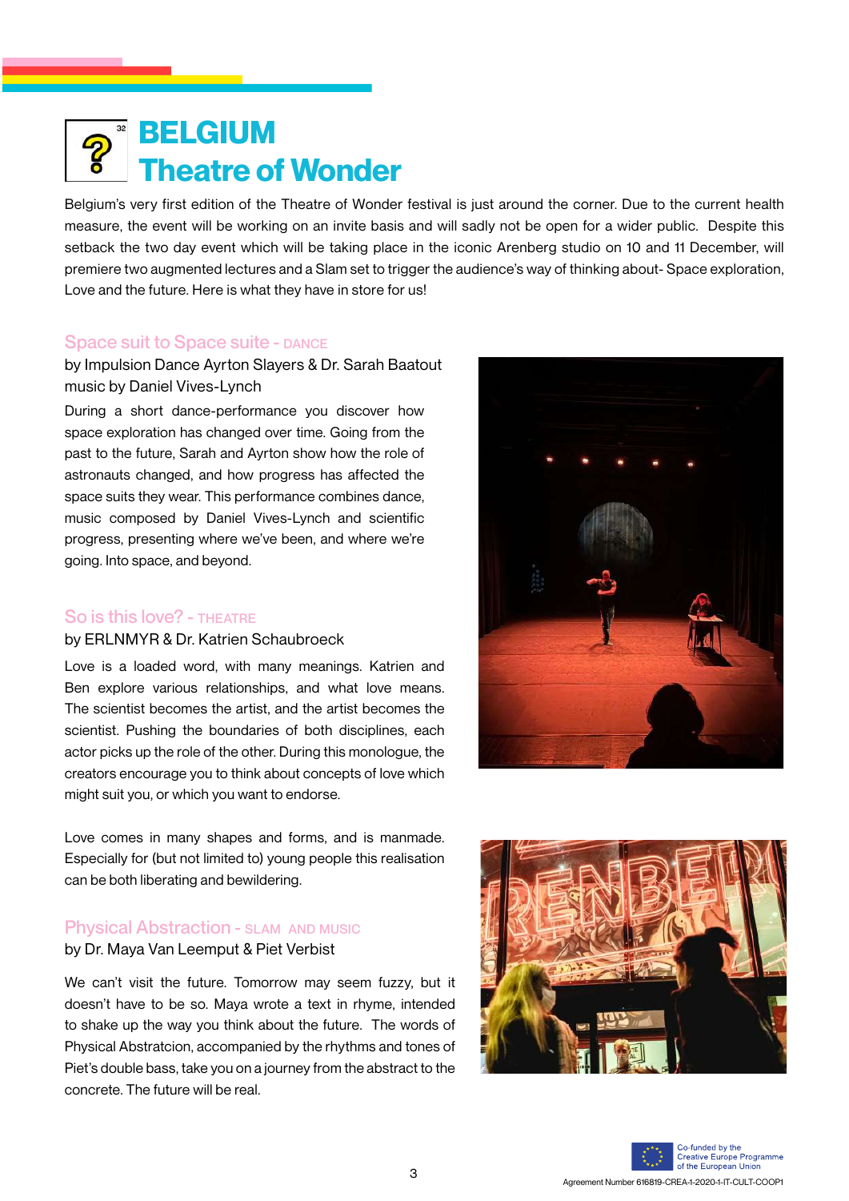# BELGIUM
# Theatre of Wonder

Belgium's very first edition of the Theatre of Wonder festival is just around the corner. Due to the current health measure, the event will be working on an invite basis and will sadly not be open for a wider public. Despite this setback the two day event which will be taking place in the iconic Arenberg studio on 10 and 11 December, will premiere two augmented lectures and a Slam set to trigger the audience's way of thinking about- Space exploration, Love and the future. Here is what they have in store for us!

## Space suit to Space suite - DANCE

by Impulsion Dance Ayrton Slayers & Dr. Sarah Baatout
music by Daniel Vives-Lynch

During a short dance-performance you discover how space exploration has changed over time. Going from the past to the future, Sarah and Ayrton show how the role of astronauts changed, and how progress has affected the space suits they wear. This performance combines dance, music composed by Daniel Vives-Lynch and scientific progress, presenting where we've been, and where we're going. Into space, and beyond.

## So is this love? - THEATRE

by ERLNMYR & Dr. Katrien Schaubroeck

Love is a loaded word, with many meanings. Katrien and Ben explore various relationships, and what love means. The scientist becomes the artist, and the artist becomes the scientist. Pushing the boundaries of both disciplines, each actor picks up the role of the other. During this monologue, the creators encourage you to think about concepts of love which might suit you, or which you want to endorse.

Love comes in many shapes and forms, and is manmade. Especially for (but not limited to) young people this realisation can be both liberating and bewildering.

## Physical Abstraction - SLAM AND MUSIC

by Dr. Maya Van Leemput & Piet Verbist

We can't visit the future. Tomorrow may seem fuzzy, but it doesn't have to be so. Maya wrote a text in rhyme, intended to shake up the way you think about the future. The words of Physical Abstratcion, accompanied by the rhythms and tones of Piet's double bass, take you on a journey from the abstract to the concrete. The future will be real.

Co-funded by the Creative Europe Programme of the European Union

Agreement Number 616819-CREA-1-2020-1-IT-CULT-COOP1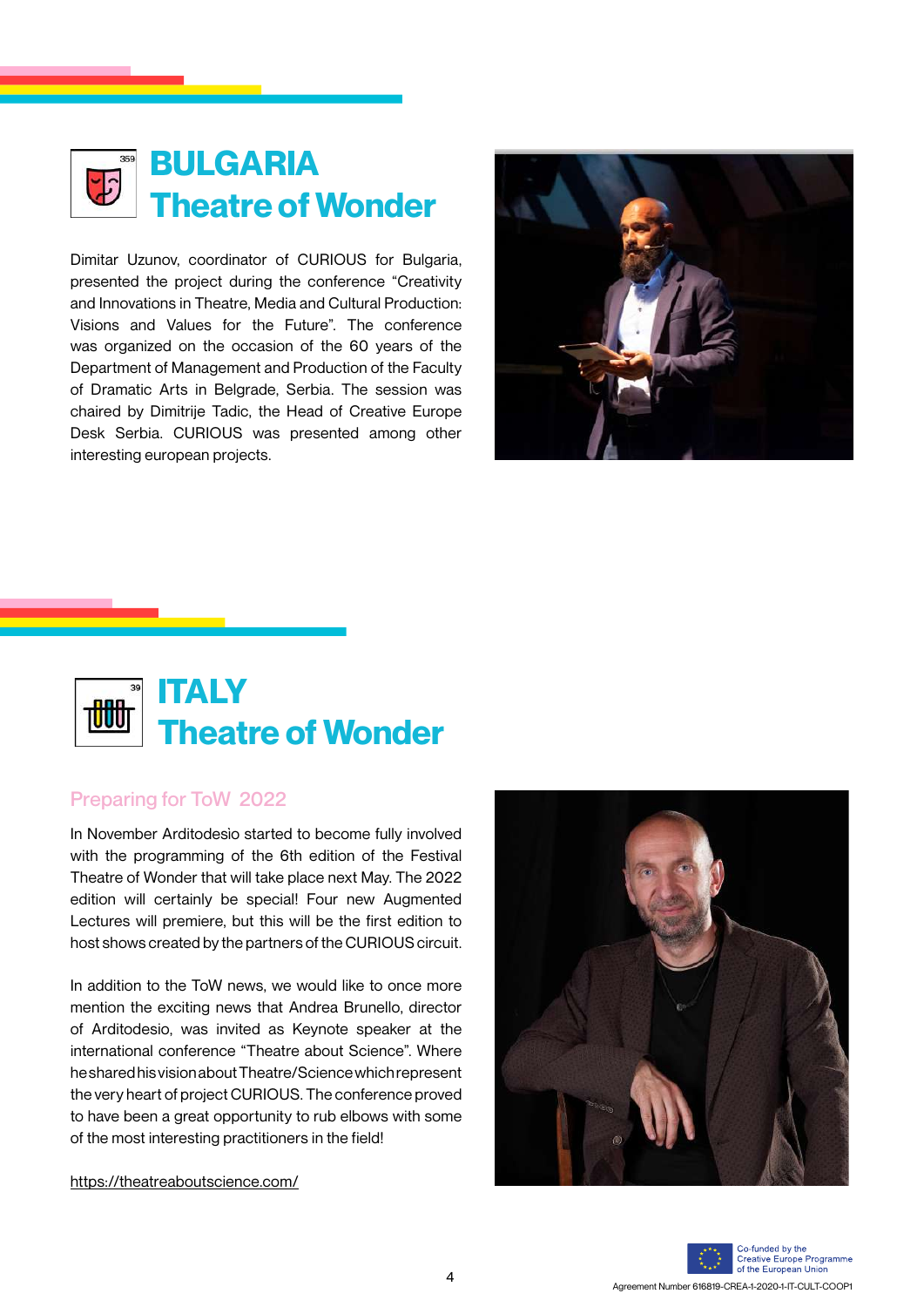# BULGARIA
# Theatre of Wonder

Dimitar Uzunov, coordinator of CURIOUS for Bulgaria, presented the project during the conference "Creativity and Innovations in Theatre, Media and Cultural Production: Visions and Values for the Future". The conference was organized on the occasion of the 60 years of the Department of Management and Production of the Faculty of Dramatic Arts in Belgrade, Serbia. The session was chaired by Dimitrije Tadic, the Head of Creative Europe Desk Serbia. CURIOUS was presented among other interesting european projects.

# ITALY
# Theatre of Wonder

## Preparing for ToW 2022

In November Arditodesio started to become fully involved with the programming of the 6th edition of the Festival Theatre of Wonder that will take place next May. The 2022 edition will certainly be special! Four new Augmented Lectures will premiere, but this will be the first edition to host shows created by the partners of the CURIOUS circuit.

In addition to the ToW news, we would like to once more mention the exciting news that Andrea Brunello, director of Arditodesio, was invited as Keynote speaker at the international conference "Theatre about Science". Where he shared his vision about Theatre/Science which represent the very heart of project CURIOUS. The conference proved to have been a great opportunity to rub elbows with some of the most interesting practitioners in the field!

https://theatreaboutscience.com/

Co-funded by the Creative Europe Programme of the European Union

Agreement Number 616819-CREA-1-2020-1-IT-CULT-COOP1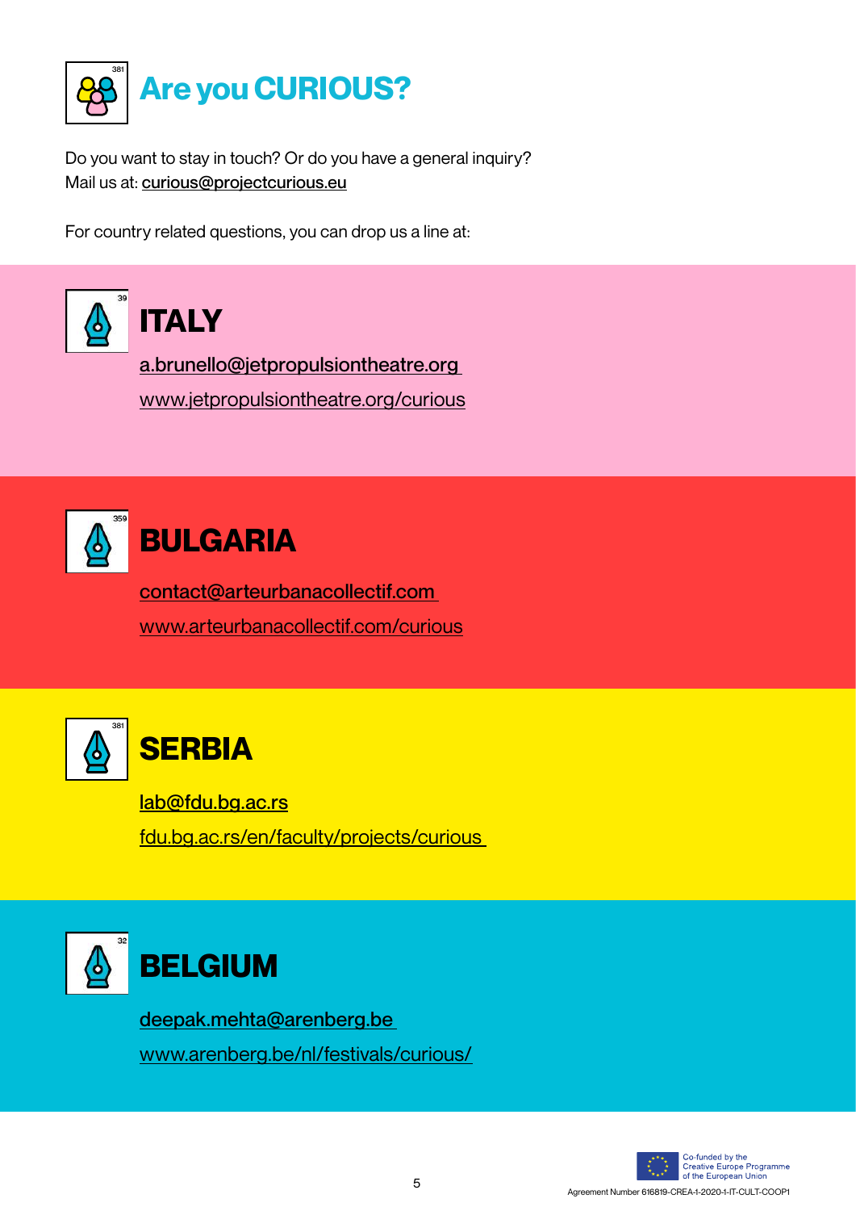# Are you CURIOUS?

Do you want to stay in touch? Or do you have a general inquiry?
Mail us at: curious@projectcurious.eu

For country related questions, you can drop us a line at:

## ITALY

a.brunello@jetpropulsiontheatre.org

www.jetpropulsiontheatre.org/curious

## BULGARIA

contact@arteurbanacollectif.com

www.arteurbanacollectif.com/curious

## SERBIA

lab@fdu.bg.ac.rs

fdu.bg.ac.rs/en/faculty/projects/curious

## BELGIUM

deepak.mehta@arenberg.be

www.arenberg.be/nl/festivals/curious/

Co-funded by the Creative Europe Programme of the European Union

Agreement Number 616819-CREA-1-2020-1-IT-CULT-COOP1